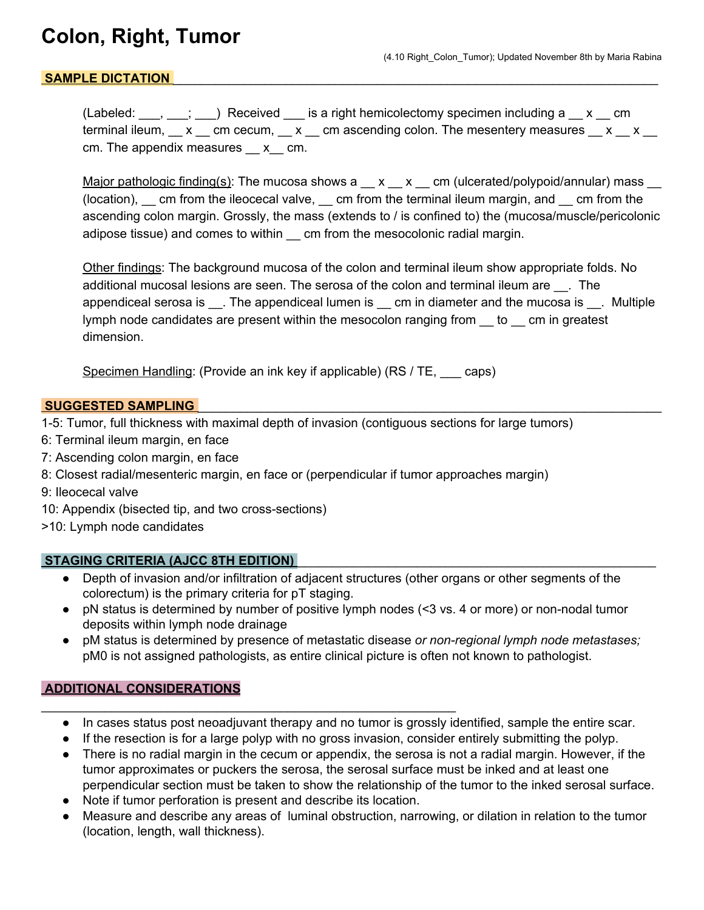# Colon, Right, Tumor

(4.10 Right_Colon_Tumor); Updated November 8th by Maria Rabina

## SAMPLE DICTATION

(Labeled: ___, ___; ___) Received ___ is a right hemicolectomy specimen including a __ x __ cm terminal ileum, __ x __ cm cecum, __ x __ cm ascending colon. The mesentery measures __ x __ x __ cm. The appendix measures __ x__ cm.

Major pathologic finding(s): The mucosa shows a __ x __ x __ cm (ulcerated/polypoid/annular) mass __ (location), __ cm from the ileocecal valve, __ cm from the terminal ileum margin, and __ cm from the ascending colon margin. Grossly, the mass (extends to / is confined to) the (mucosa/muscle/pericolonic adipose tissue) and comes to within __ cm from the mesocolonic radial margin.

Other findings: The background mucosa of the colon and terminal ileum show appropriate folds. No additional mucosal lesions are seen. The serosa of the colon and terminal ileum are __. The appendiceal serosa is __. The appendiceal lumen is __ cm in diameter and the mucosa is __. Multiple lymph node candidates are present within the mesocolon ranging from __ to __ cm in greatest dimension.

Specimen Handling: (Provide an ink key if applicable) (RS / TE, ___ caps)

## SUGGESTED SAMPLING

1-5: Tumor, full thickness with maximal depth of invasion (contiguous sections for large tumors)
6: Terminal ileum margin, en face
7: Ascending colon margin, en face
8: Closest radial/mesenteric margin, en face or (perpendicular if tumor approaches margin)
9: Ileocecal valve
10: Appendix (bisected tip, and two cross-sections)
>10: Lymph node candidates

## STAGING CRITERIA (AJCC 8TH EDITION)

- Depth of invasion and/or infiltration of adjacent structures (other organs or other segments of the colorectum) is the primary criteria for pT staging.
- pN status is determined by number of positive lymph nodes (<3 vs. 4 or more) or non-nodal tumor deposits within lymph node drainage
- pM status is determined by presence of metastatic disease *or non-regional lymph node metastases;* pM0 is not assigned pathologists, as entire clinical picture is often not known to pathologist.

## ADDITIONAL CONSIDERATIONS

- In cases status post neoadjuvant therapy and no tumor is grossly identified, sample the entire scar.
- If the resection is for a large polyp with no gross invasion, consider entirely submitting the polyp.
- There is no radial margin in the cecum or appendix, the serosa is not a radial margin. However, if the tumor approximates or puckers the serosa, the serosal surface must be inked and at least one perpendicular section must be taken to show the relationship of the tumor to the inked serosal surface.
- Note if tumor perforation is present and describe its location.
- Measure and describe any areas of luminal obstruction, narrowing, or dilation in relation to the tumor (location, length, wall thickness).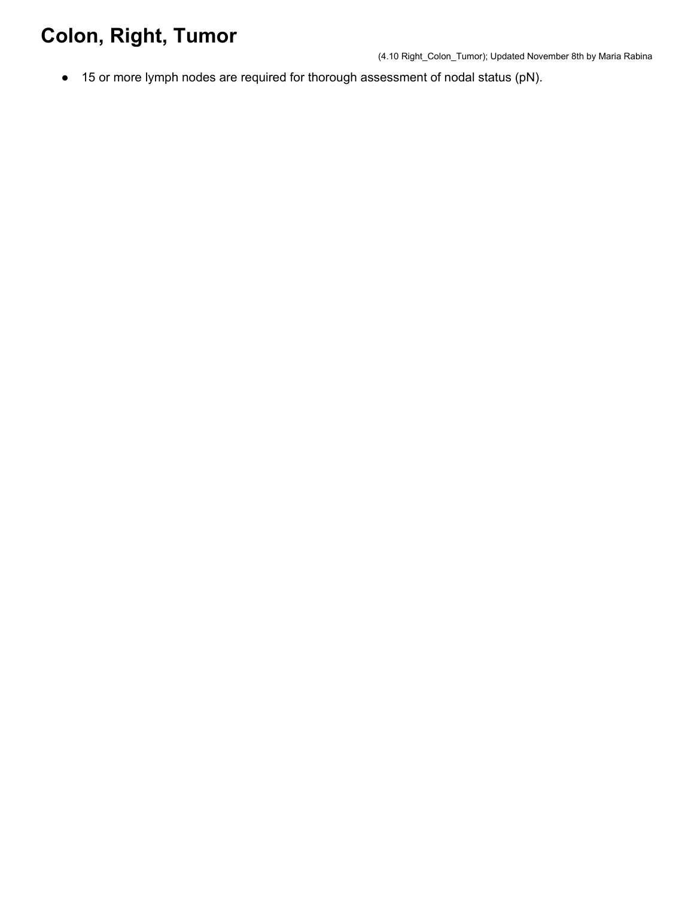- 15 or more lymph nodes are required for thorough assessment of nodal status (pN).